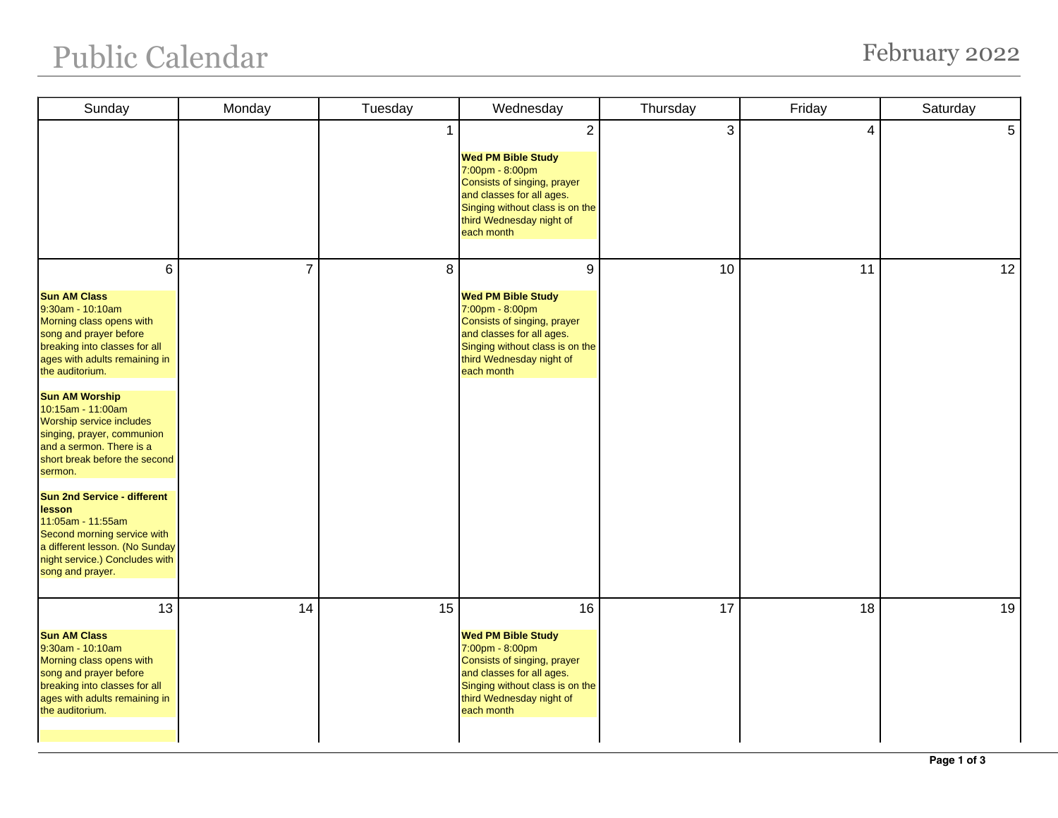# Public Calendar

## February 2022

| Sunday | Monday | Tuesday | Wednesday | Thursday | Friday | Saturday |
|---|---|---|---|---|---|---|
| | | 1 | 2<br><br>**Wed PM Bible Study**<br>7:00pm - 8:00pm<br>Consists of singing, prayer and classes for all ages. Singing without class is on the third Wednesday night of each month | 3 | 4 | 5 |
| 6<br><br>**Sun AM Class**<br>9:30am - 10:10am<br>Morning class opens with song and prayer before breaking into classes for all ages with adults remaining in the auditorium.<br><br>**Sun AM Worship**<br>10:15am - 11:00am<br>Worship service includes singing, prayer, communion and a sermon. There is a short break before the second sermon.<br><br>**Sun 2nd Service - different lesson**<br>11:05am - 11:55am<br>Second morning service with a different lesson. (No Sunday night service.) Concludes with song and prayer. | 7 | 8 | 9<br><br>**Wed PM Bible Study**<br>7:00pm - 8:00pm<br>Consists of singing, prayer and classes for all ages. Singing without class is on the third Wednesday night of each month | 10 | 11 | 12 |
| 13<br><br>**Sun AM Class**<br>9:30am - 10:10am<br>Morning class opens with song and prayer before breaking into classes for all ages with adults remaining in the auditorium. | 14 | 15 | 16<br><br>**Wed PM Bible Study**<br>7:00pm - 8:00pm<br>Consists of singing, prayer and classes for all ages. Singing without class is on the third Wednesday night of each month | 17 | 18 | 19 |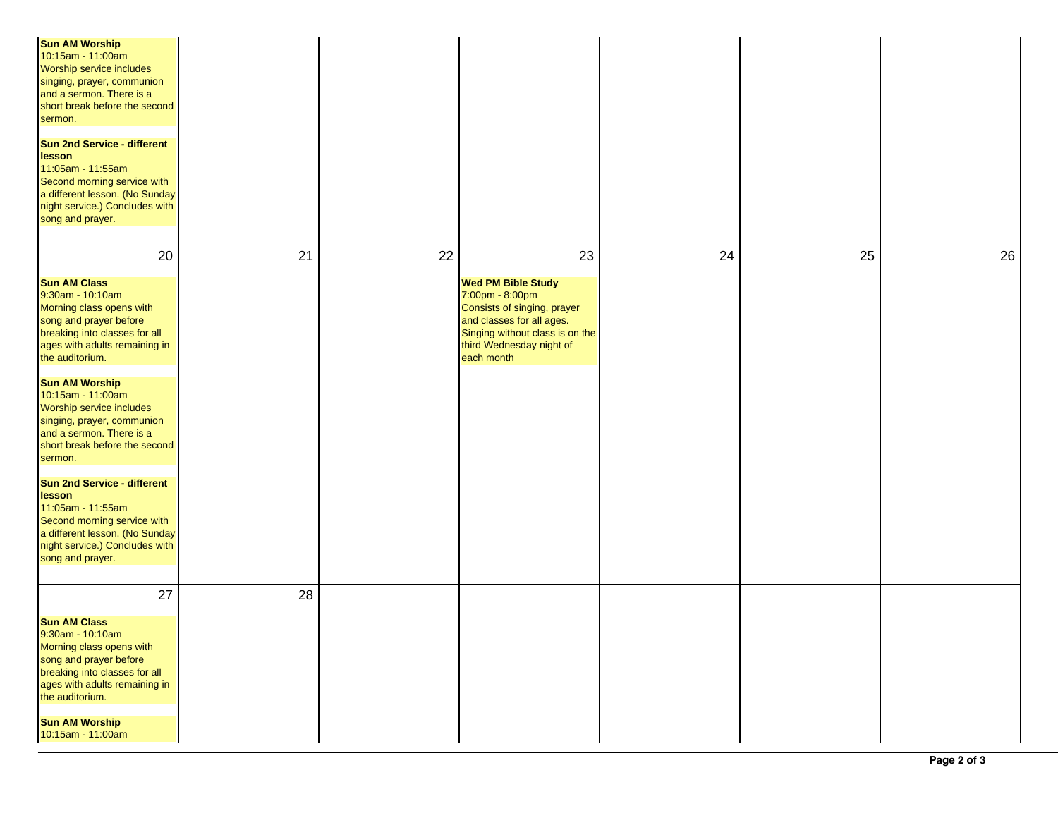| | | | | | | |
|---|---|---|---|---|---|---|
| **Sun AM Worship**<br>10:15am - 11:00am<br>Worship service includes singing, prayer, communion and a sermon. There is a short break before the second sermon.<br><br>**Sun 2nd Service - different lesson**<br>11:05am - 11:55am<br>Second morning service with a different lesson. (No Sunday night service.) Concludes with song and prayer. | | | | | | |
| 20<br><br>**Sun AM Class**<br>9:30am - 10:10am<br>Morning class opens with song and prayer before breaking into classes for all ages with adults remaining in the auditorium.<br><br>**Sun AM Worship**<br>10:15am - 11:00am<br>Worship service includes singing, prayer, communion and a sermon. There is a short break before the second sermon.<br><br>**Sun 2nd Service - different lesson**<br>11:05am - 11:55am<br>Second morning service with a different lesson. (No Sunday night service.) Concludes with song and prayer. | 21 | 22 | 23<br><br>**Wed PM Bible Study**<br>7:00pm - 8:00pm<br>Consists of singing, prayer and classes for all ages. Singing without class is on the third Wednesday night of each month | 24 | 25 | 26 |
| 27<br><br>**Sun AM Class**<br>9:30am - 10:10am<br>Morning class opens with song and prayer before breaking into classes for all ages with adults remaining in the auditorium.<br><br>**Sun AM Worship**<br>10:15am - 11:00am | 28 | | | | | |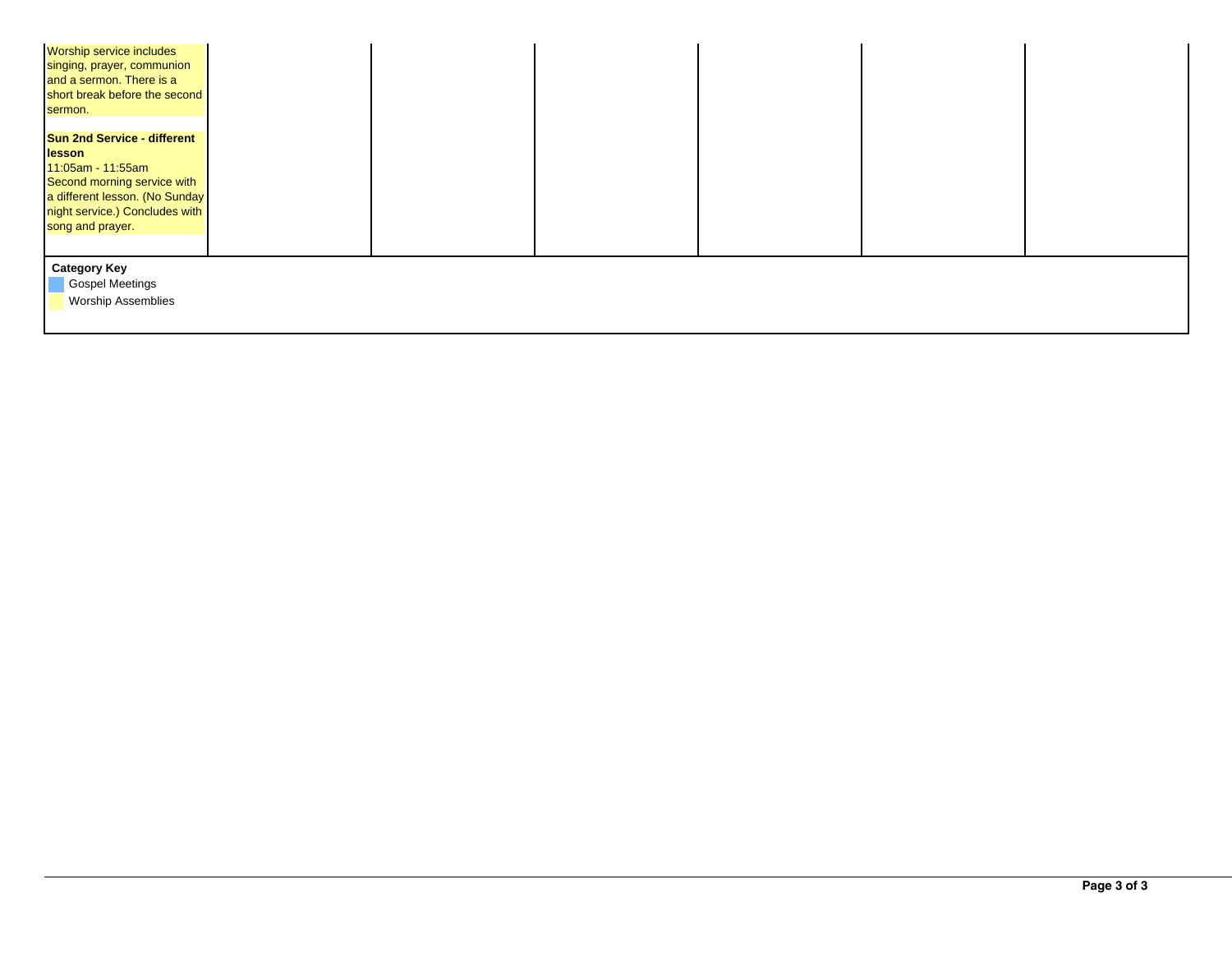| | | | | | | |
|---|---|---|---|---|---|---|
| Worship service includes singing, prayer, communion and a sermon. There is a short break before the second sermon.<br><br>**Sun 2nd Service - different lesson**<br>11:05am - 11:55am<br>Second morning service with a different lesson. (No Sunday night service.) Concludes with song and prayer. | | | | | | |

**Category Key**

- Gospel Meetings
- Worship Assemblies